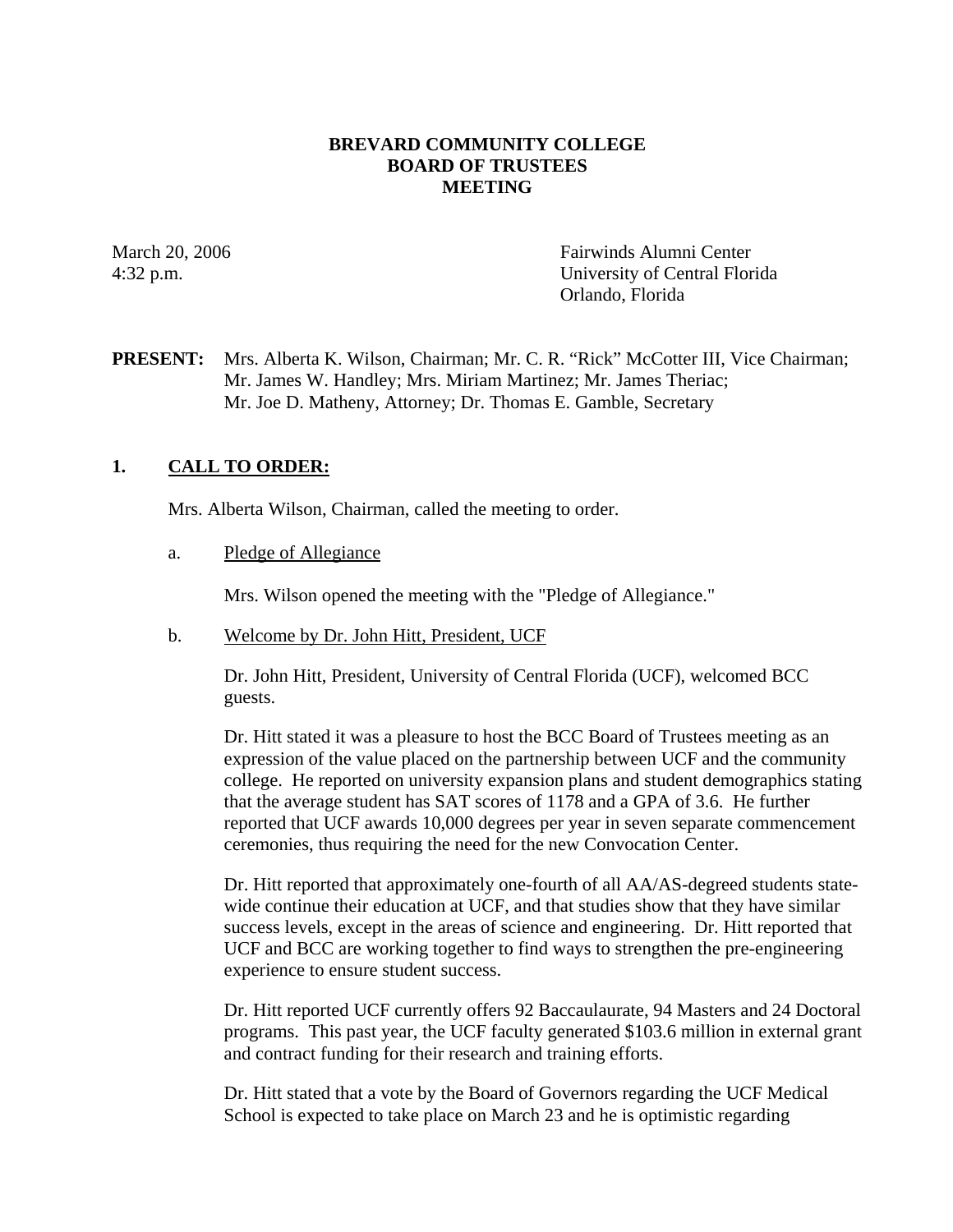# BREVARD COMMUNITY COLLEGE
# BOARD OF TRUSTEES
# MEETING

March 20, 2006
4:32 p.m.

Fairwinds Alumni Center
University of Central Florida
Orlando, Florida

**PRESENT:** Mrs. Alberta K. Wilson, Chairman; Mr. C. R. "Rick" McCotter III, Vice Chairman; Mr. James W. Handley; Mrs. Miriam Martinez; Mr. James Theriac; Mr. Joe D. Matheny, Attorney; Dr. Thomas E. Gamble, Secretary

## 1. CALL TO ORDER:

Mrs. Alberta Wilson, Chairman, called the meeting to order.

a. Pledge of Allegiance

Mrs. Wilson opened the meeting with the "Pledge of Allegiance."

b. Welcome by Dr. John Hitt, President, UCF

Dr. John Hitt, President, University of Central Florida (UCF), welcomed BCC guests.

Dr. Hitt stated it was a pleasure to host the BCC Board of Trustees meeting as an expression of the value placed on the partnership between UCF and the community college. He reported on university expansion plans and student demographics stating that the average student has SAT scores of 1178 and a GPA of 3.6. He further reported that UCF awards 10,000 degrees per year in seven separate commencement ceremonies, thus requiring the need for the new Convocation Center.

Dr. Hitt reported that approximately one-fourth of all AA/AS-degreed students state-wide continue their education at UCF, and that studies show that they have similar success levels, except in the areas of science and engineering. Dr. Hitt reported that UCF and BCC are working together to find ways to strengthen the pre-engineering experience to ensure student success.

Dr. Hitt reported UCF currently offers 92 Baccalaurate, 94 Masters and 24 Doctoral programs. This past year, the UCF faculty generated $103.6 million in external grant and contract funding for their research and training efforts.

Dr. Hitt stated that a vote by the Board of Governors regarding the UCF Medical School is expected to take place on March 23 and he is optimistic regarding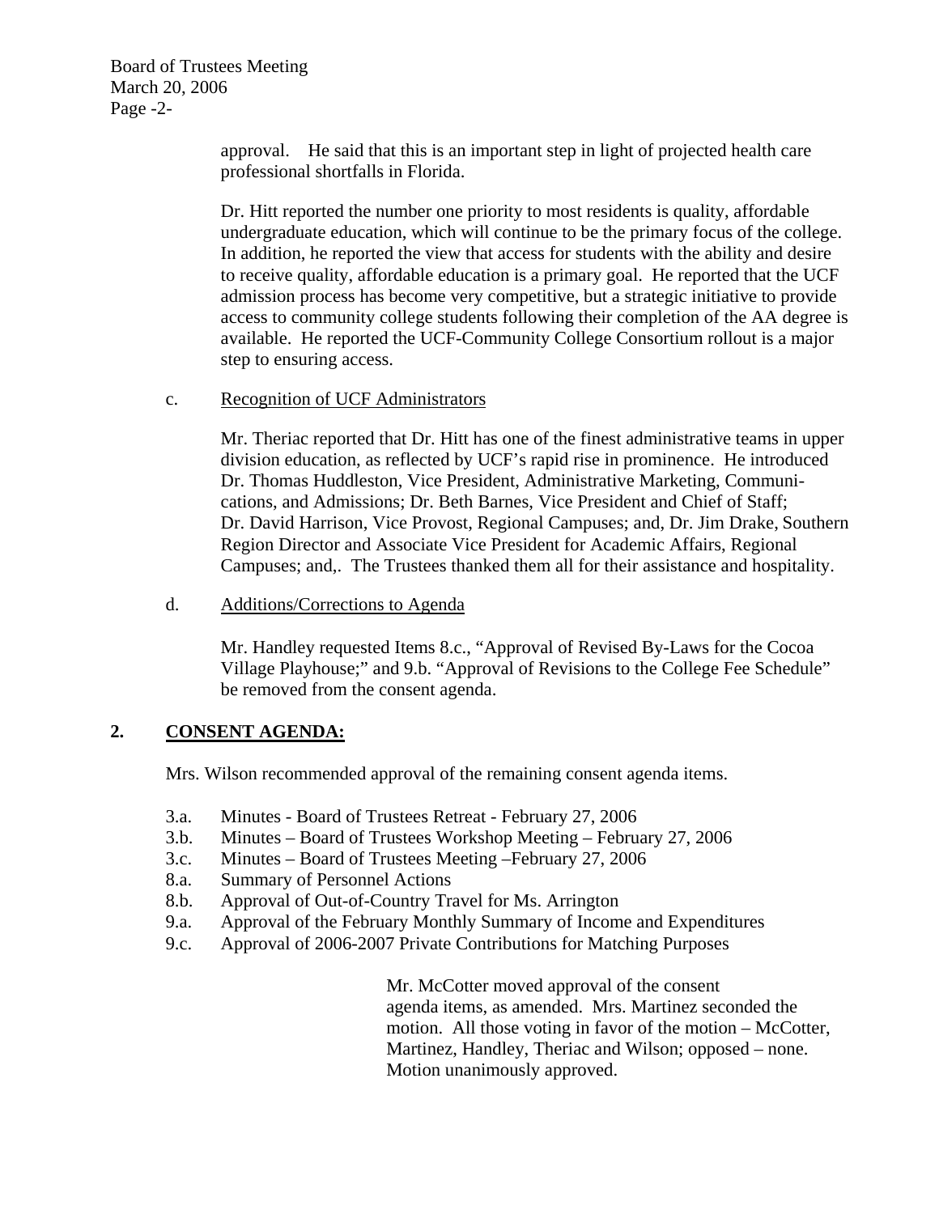approval. He said that this is an important step in light of projected health care professional shortfalls in Florida.

Dr. Hitt reported the number one priority to most residents is quality, affordable undergraduate education, which will continue to be the primary focus of the college. In addition, he reported the view that access for students with the ability and desire to receive quality, affordable education is a primary goal. He reported that the UCF admission process has become very competitive, but a strategic initiative to provide access to community college students following their completion of the AA degree is available. He reported the UCF-Community College Consortium rollout is a major step to ensuring access.

c. Recognition of UCF Administrators

Mr. Theriac reported that Dr. Hitt has one of the finest administrative teams in upper division education, as reflected by UCF's rapid rise in prominence. He introduced Dr. Thomas Huddleston, Vice President, Administrative Marketing, Communications, and Admissions; Dr. Beth Barnes, Vice President and Chief of Staff; Dr. David Harrison, Vice Provost, Regional Campuses; and, Dr. Jim Drake, Southern Region Director and Associate Vice President for Academic Affairs, Regional Campuses; and,. The Trustees thanked them all for their assistance and hospitality.

d. Additions/Corrections to Agenda

Mr. Handley requested Items 8.c., "Approval of Revised By-Laws for the Cocoa Village Playhouse;" and 9.b. "Approval of Revisions to the College Fee Schedule" be removed from the consent agenda.

## 2. CONSENT AGENDA:

Mrs. Wilson recommended approval of the remaining consent agenda items.

- 3.a. Minutes - Board of Trustees Retreat - February 27, 2006
- 3.b. Minutes – Board of Trustees Workshop Meeting – February 27, 2006
- 3.c. Minutes – Board of Trustees Meeting –February 27, 2006
- 8.a. Summary of Personnel Actions
- 8.b. Approval of Out-of-Country Travel for Ms. Arrington
- 9.a. Approval of the February Monthly Summary of Income and Expenditures
- 9.c. Approval of 2006-2007 Private Contributions for Matching Purposes

Mr. McCotter moved approval of the consent agenda items, as amended. Mrs. Martinez seconded the motion. All those voting in favor of the motion – McCotter, Martinez, Handley, Theriac and Wilson; opposed – none. Motion unanimously approved.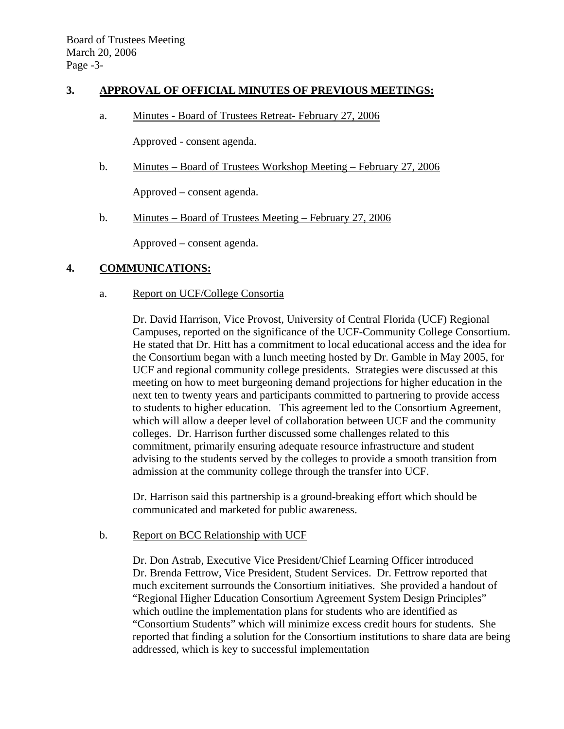## 3. APPROVAL OF OFFICIAL MINUTES OF PREVIOUS MEETINGS:

a. Minutes - Board of Trustees Retreat- February 27, 2006

Approved - consent agenda.

b. Minutes – Board of Trustees Workshop Meeting – February 27, 2006

Approved – consent agenda.

b. Minutes – Board of Trustees Meeting – February 27, 2006

Approved – consent agenda.

## 4. COMMUNICATIONS:

a. Report on UCF/College Consortia

Dr. David Harrison, Vice Provost, University of Central Florida (UCF) Regional Campuses, reported on the significance of the UCF-Community College Consortium. He stated that Dr. Hitt has a commitment to local educational access and the idea for the Consortium began with a lunch meeting hosted by Dr. Gamble in May 2005, for UCF and regional community college presidents. Strategies were discussed at this meeting on how to meet burgeoning demand projections for higher education in the next ten to twenty years and participants committed to partnering to provide access to students to higher education. This agreement led to the Consortium Agreement, which will allow a deeper level of collaboration between UCF and the community colleges. Dr. Harrison further discussed some challenges related to this commitment, primarily ensuring adequate resource infrastructure and student advising to the students served by the colleges to provide a smooth transition from admission at the community college through the transfer into UCF.

Dr. Harrison said this partnership is a ground-breaking effort which should be communicated and marketed for public awareness.

b. Report on BCC Relationship with UCF

Dr. Don Astrab, Executive Vice President/Chief Learning Officer introduced Dr. Brenda Fettrow, Vice President, Student Services. Dr. Fettrow reported that much excitement surrounds the Consortium initiatives. She provided a handout of "Regional Higher Education Consortium Agreement System Design Principles" which outline the implementation plans for students who are identified as "Consortium Students" which will minimize excess credit hours for students. She reported that finding a solution for the Consortium institutions to share data are being addressed, which is key to successful implementation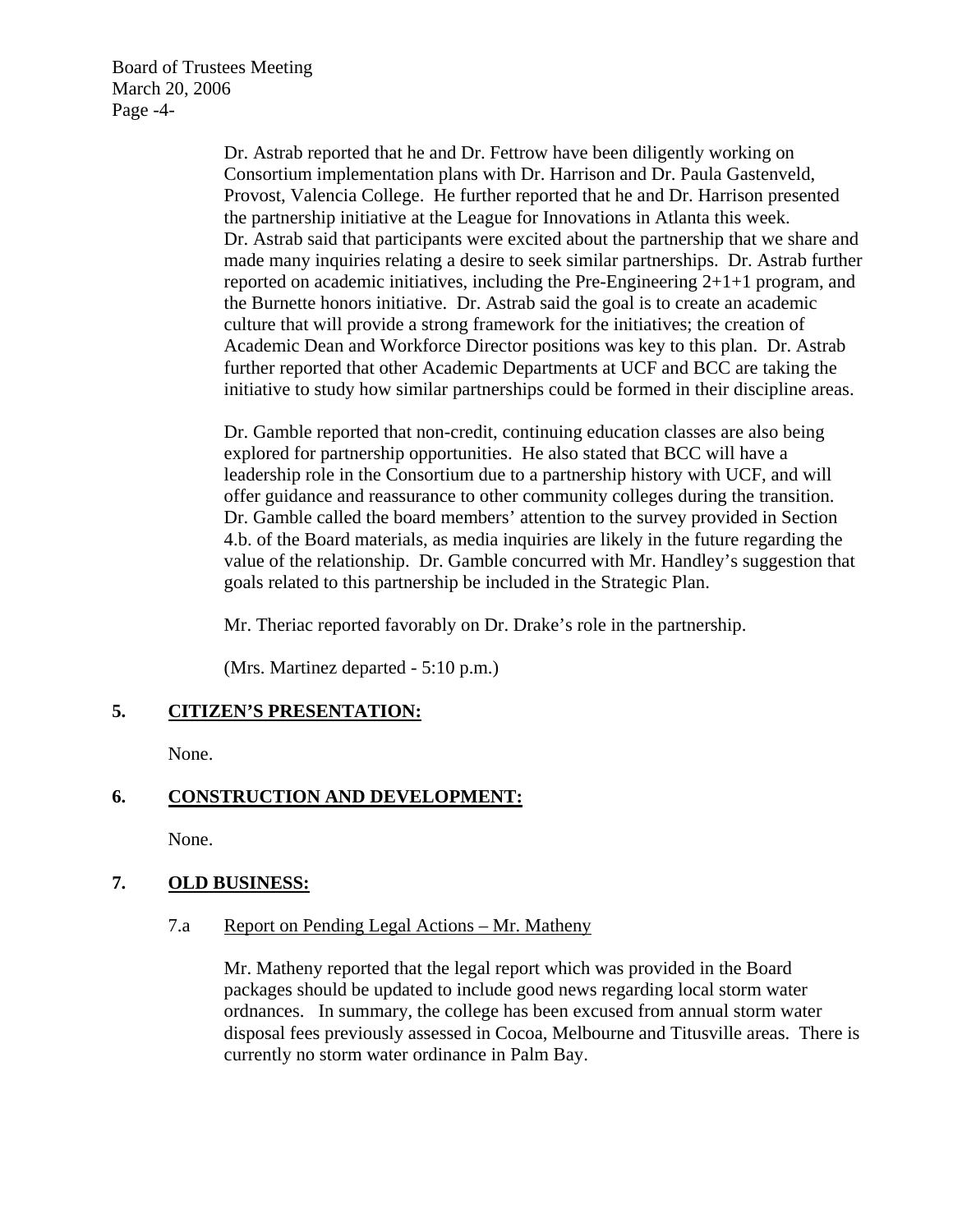Dr. Astrab reported that he and Dr. Fettrow have been diligently working on Consortium implementation plans with Dr. Harrison and Dr. Paula Gastenveld, Provost, Valencia College. He further reported that he and Dr. Harrison presented the partnership initiative at the League for Innovations in Atlanta this week. Dr. Astrab said that participants were excited about the partnership that we share and made many inquiries relating a desire to seek similar partnerships. Dr. Astrab further reported on academic initiatives, including the Pre-Engineering 2+1+1 program, and the Burnette honors initiative. Dr. Astrab said the goal is to create an academic culture that will provide a strong framework for the initiatives; the creation of Academic Dean and Workforce Director positions was key to this plan. Dr. Astrab further reported that other Academic Departments at UCF and BCC are taking the initiative to study how similar partnerships could be formed in their discipline areas.

Dr. Gamble reported that non-credit, continuing education classes are also being explored for partnership opportunities. He also stated that BCC will have a leadership role in the Consortium due to a partnership history with UCF, and will offer guidance and reassurance to other community colleges during the transition. Dr. Gamble called the board members' attention to the survey provided in Section 4.b. of the Board materials, as media inquiries are likely in the future regarding the value of the relationship. Dr. Gamble concurred with Mr. Handley's suggestion that goals related to this partnership be included in the Strategic Plan.

Mr. Theriac reported favorably on Dr. Drake's role in the partnership.

(Mrs. Martinez departed - 5:10 p.m.)

## 5. CITIZEN'S PRESENTATION:

None.

## 6. CONSTRUCTION AND DEVELOPMENT:

None.

## 7. OLD BUSINESS:

### 7.a Report on Pending Legal Actions – Mr. Matheny

Mr. Matheny reported that the legal report which was provided in the Board packages should be updated to include good news regarding local storm water ordnances. In summary, the college has been excused from annual storm water disposal fees previously assessed in Cocoa, Melbourne and Titusville areas. There is currently no storm water ordinance in Palm Bay.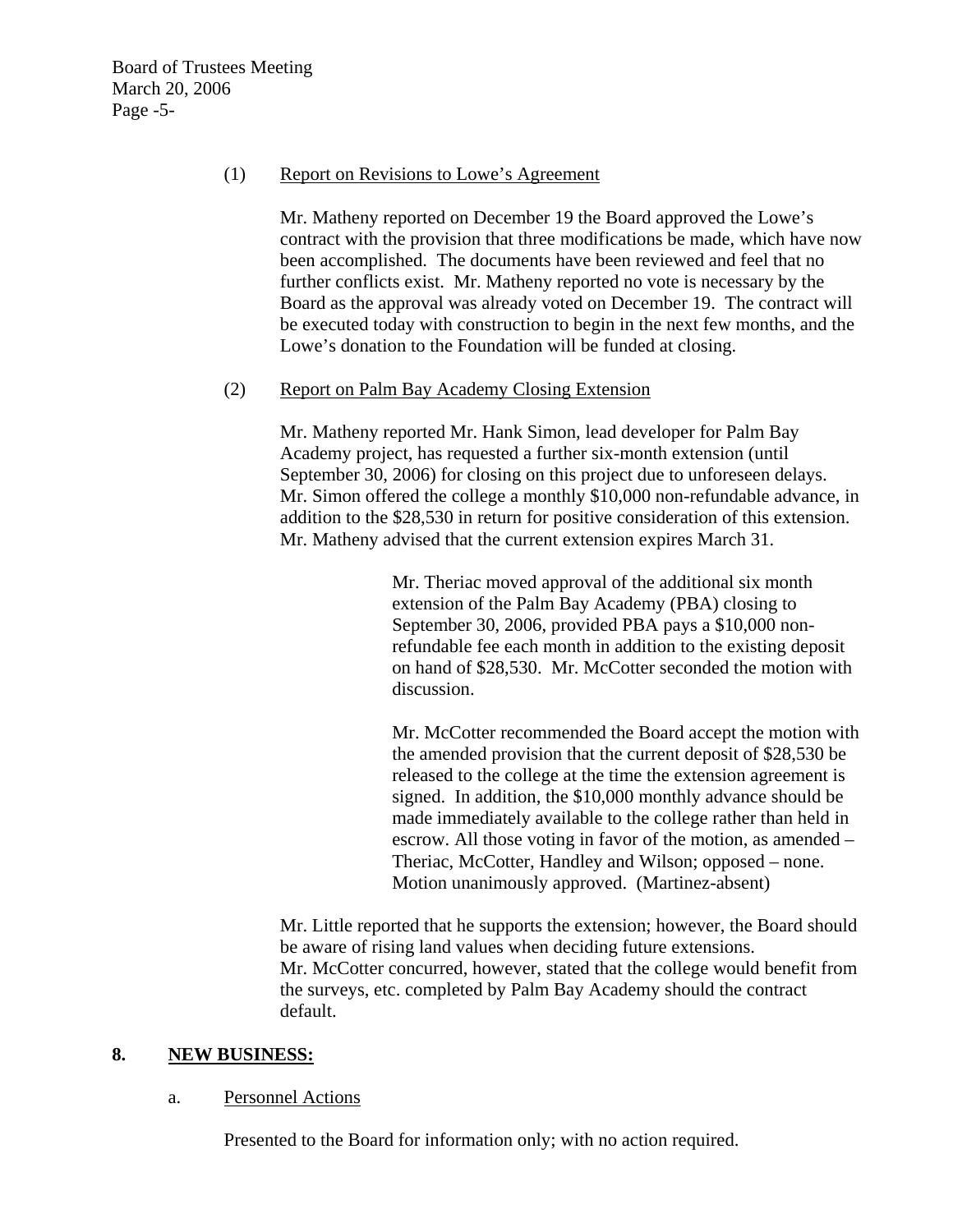(1) Report on Revisions to Lowe's Agreement

Mr. Matheny reported on December 19 the Board approved the Lowe's contract with the provision that three modifications be made, which have now been accomplished. The documents have been reviewed and feel that no further conflicts exist. Mr. Matheny reported no vote is necessary by the Board as the approval was already voted on December 19. The contract will be executed today with construction to begin in the next few months, and the Lowe's donation to the Foundation will be funded at closing.

(2) Report on Palm Bay Academy Closing Extension

Mr. Matheny reported Mr. Hank Simon, lead developer for Palm Bay Academy project, has requested a further six-month extension (until September 30, 2006) for closing on this project due to unforeseen delays. Mr. Simon offered the college a monthly $10,000 non-refundable advance, in addition to the $28,530 in return for positive consideration of this extension. Mr. Matheny advised that the current extension expires March 31.

> Mr. Theriac moved approval of the additional six month extension of the Palm Bay Academy (PBA) closing to September 30, 2006, provided PBA pays a $10,000 non-refundable fee each month in addition to the existing deposit on hand of $28,530. Mr. McCotter seconded the motion with discussion.
>
> Mr. McCotter recommended the Board accept the motion with the amended provision that the current deposit of $28,530 be released to the college at the time the extension agreement is signed. In addition, the $10,000 monthly advance should be made immediately available to the college rather than held in escrow. All those voting in favor of the motion, as amended – Theriac, McCotter, Handley and Wilson; opposed – none. Motion unanimously approved. (Martinez-absent)

Mr. Little reported that he supports the extension; however, the Board should be aware of rising land values when deciding future extensions. Mr. McCotter concurred, however, stated that the college would benefit from the surveys, etc. completed by Palm Bay Academy should the contract default.

## 8. NEW BUSINESS:

a. Personnel Actions

Presented to the Board for information only; with no action required.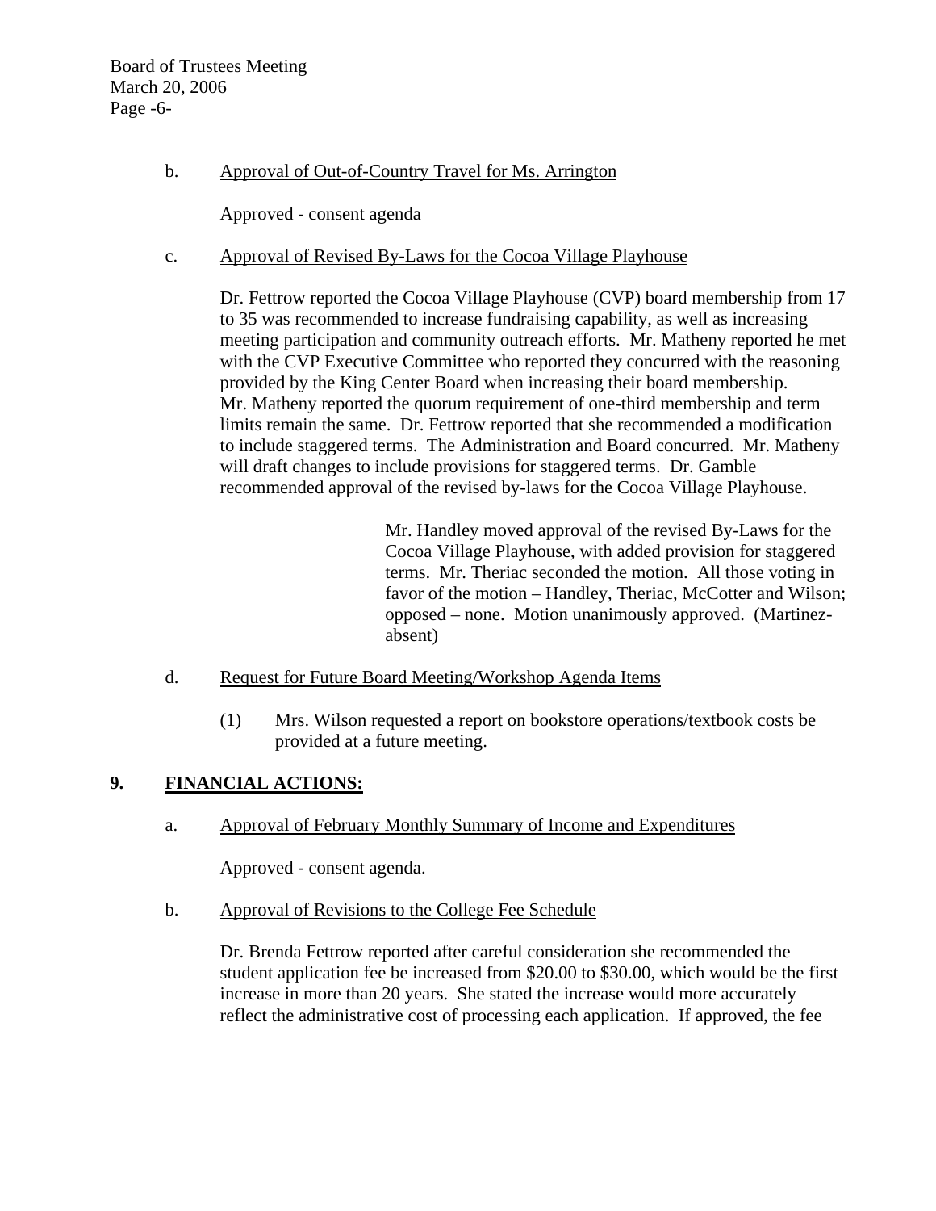b. Approval of Out-of-Country Travel for Ms. Arrington

Approved - consent agenda

c. Approval of Revised By-Laws for the Cocoa Village Playhouse

Dr. Fettrow reported the Cocoa Village Playhouse (CVP) board membership from 17 to 35 was recommended to increase fundraising capability, as well as increasing meeting participation and community outreach efforts. Mr. Matheny reported he met with the CVP Executive Committee who reported they concurred with the reasoning provided by the King Center Board when increasing their board membership. Mr. Matheny reported the quorum requirement of one-third membership and term limits remain the same. Dr. Fettrow reported that she recommended a modification to include staggered terms. The Administration and Board concurred. Mr. Matheny will draft changes to include provisions for staggered terms. Dr. Gamble recommended approval of the revised by-laws for the Cocoa Village Playhouse.

> Mr. Handley moved approval of the revised By-Laws for the Cocoa Village Playhouse, with added provision for staggered terms. Mr. Theriac seconded the motion. All those voting in favor of the motion – Handley, Theriac, McCotter and Wilson; opposed – none. Motion unanimously approved. (Martinez-absent)

d. Request for Future Board Meeting/Workshop Agenda Items

(1) Mrs. Wilson requested a report on bookstore operations/textbook costs be provided at a future meeting.

## 9. FINANCIAL ACTIONS:

a. Approval of February Monthly Summary of Income and Expenditures

Approved - consent agenda.

b. Approval of Revisions to the College Fee Schedule

Dr. Brenda Fettrow reported after careful consideration she recommended the student application fee be increased from $20.00 to $30.00, which would be the first increase in more than 20 years. She stated the increase would more accurately reflect the administrative cost of processing each application. If approved, the fee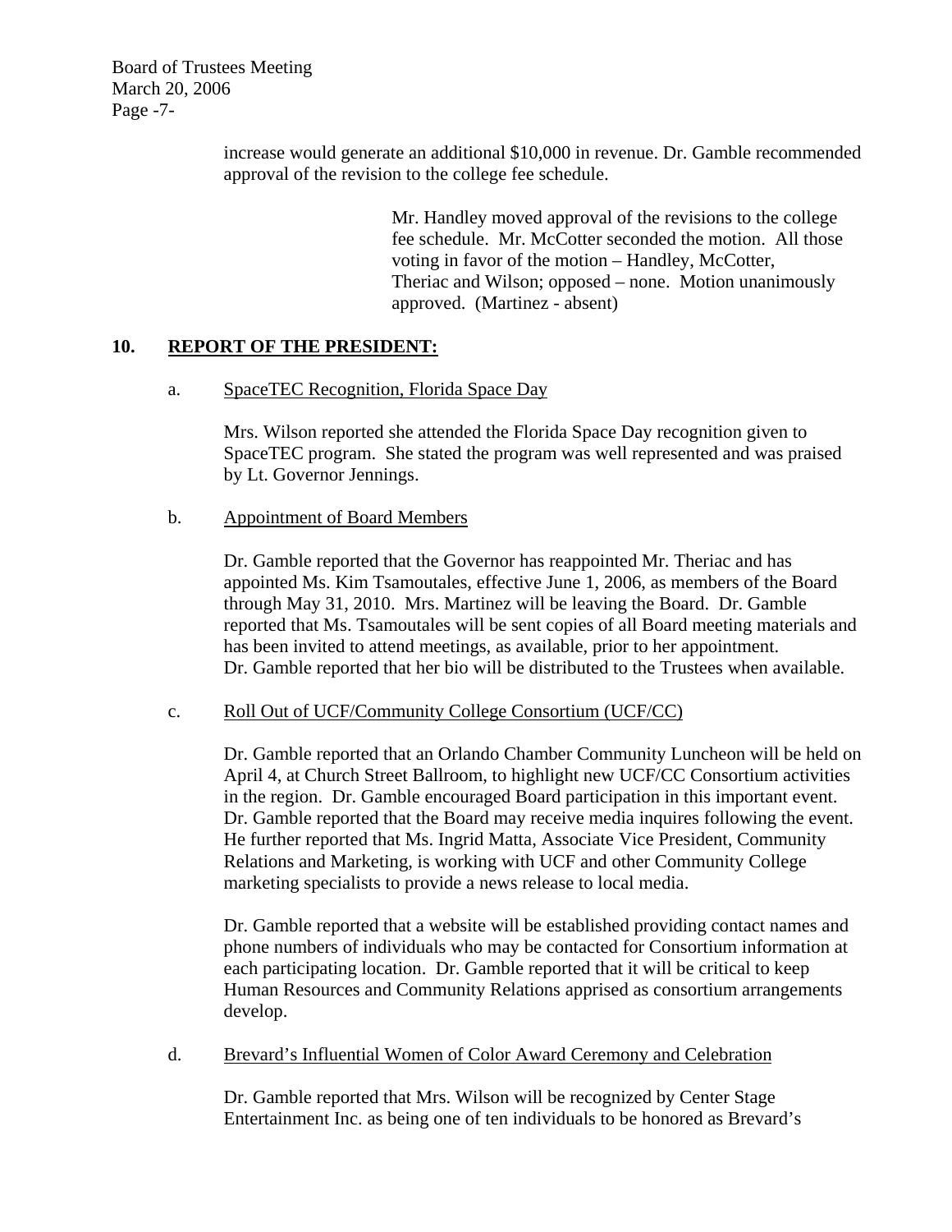increase would generate an additional $10,000 in revenue. Dr. Gamble recommended approval of the revision to the college fee schedule.

> Mr. Handley moved approval of the revisions to the college fee schedule. Mr. McCotter seconded the motion. All those voting in favor of the motion – Handley, McCotter, Theriac and Wilson; opposed – none. Motion unanimously approved. (Martinez - absent)

## 10. REPORT OF THE PRESIDENT:

a. SpaceTEC Recognition, Florida Space Day

Mrs. Wilson reported she attended the Florida Space Day recognition given to SpaceTEC program. She stated the program was well represented and was praised by Lt. Governor Jennings.

b. Appointment of Board Members

Dr. Gamble reported that the Governor has reappointed Mr. Theriac and has appointed Ms. Kim Tsamoutales, effective June 1, 2006, as members of the Board through May 31, 2010. Mrs. Martinez will be leaving the Board. Dr. Gamble reported that Ms. Tsamoutales will be sent copies of all Board meeting materials and has been invited to attend meetings, as available, prior to her appointment. Dr. Gamble reported that her bio will be distributed to the Trustees when available.

c. Roll Out of UCF/Community College Consortium (UCF/CC)

Dr. Gamble reported that an Orlando Chamber Community Luncheon will be held on April 4, at Church Street Ballroom, to highlight new UCF/CC Consortium activities in the region. Dr. Gamble encouraged Board participation in this important event. Dr. Gamble reported that the Board may receive media inquires following the event. He further reported that Ms. Ingrid Matta, Associate Vice President, Community Relations and Marketing, is working with UCF and other Community College marketing specialists to provide a news release to local media.

Dr. Gamble reported that a website will be established providing contact names and phone numbers of individuals who may be contacted for Consortium information at each participating location. Dr. Gamble reported that it will be critical to keep Human Resources and Community Relations apprised as consortium arrangements develop.

d. Brevard's Influential Women of Color Award Ceremony and Celebration

Dr. Gamble reported that Mrs. Wilson will be recognized by Center Stage Entertainment Inc. as being one of ten individuals to be honored as Brevard's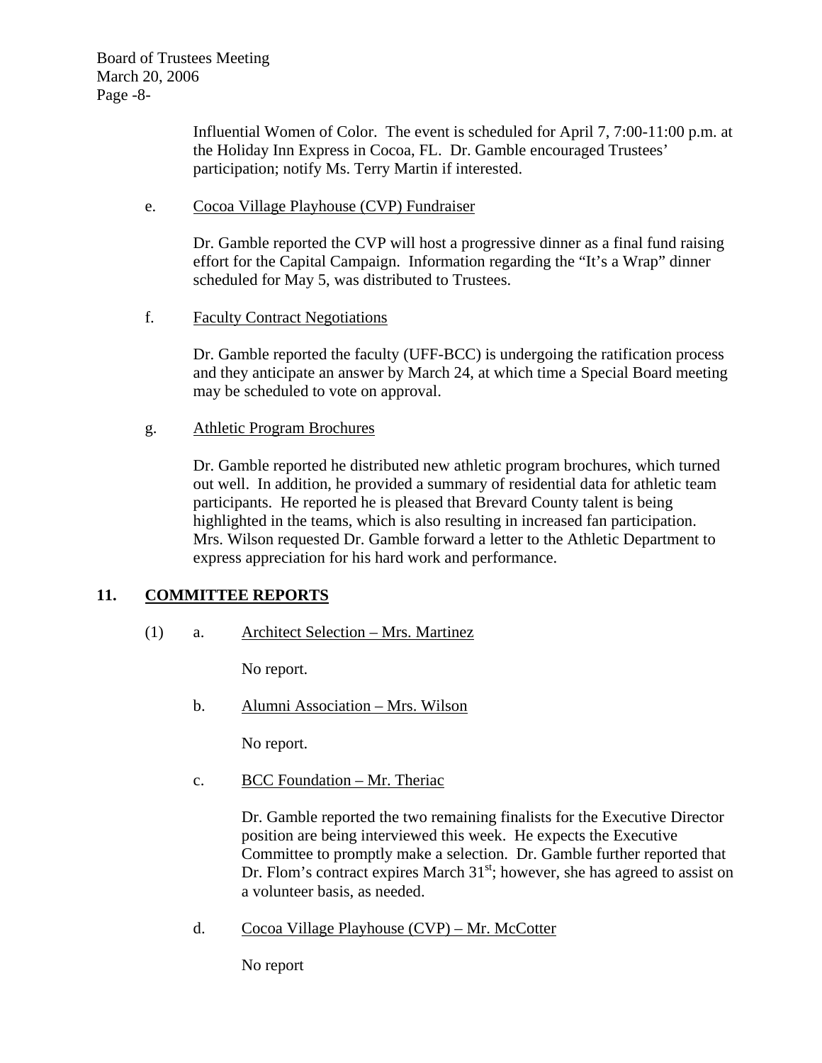Influential Women of Color. The event is scheduled for April 7, 7:00-11:00 p.m. at the Holiday Inn Express in Cocoa, FL. Dr. Gamble encouraged Trustees' participation; notify Ms. Terry Martin if interested.

e. Cocoa Village Playhouse (CVP) Fundraiser

Dr. Gamble reported the CVP will host a progressive dinner as a final fund raising effort for the Capital Campaign. Information regarding the "It's a Wrap" dinner scheduled for May 5, was distributed to Trustees.

f. Faculty Contract Negotiations

Dr. Gamble reported the faculty (UFF-BCC) is undergoing the ratification process and they anticipate an answer by March 24, at which time a Special Board meeting may be scheduled to vote on approval.

g. Athletic Program Brochures

Dr. Gamble reported he distributed new athletic program brochures, which turned out well. In addition, he provided a summary of residential data for athletic team participants. He reported he is pleased that Brevard County talent is being highlighted in the teams, which is also resulting in increased fan participation. Mrs. Wilson requested Dr. Gamble forward a letter to the Athletic Department to express appreciation for his hard work and performance.

## 11. COMMITTEE REPORTS

(1) a. Architect Selection – Mrs. Martinez

No report.

b. Alumni Association – Mrs. Wilson

No report.

c. BCC Foundation – Mr. Theriac

Dr. Gamble reported the two remaining finalists for the Executive Director position are being interviewed this week. He expects the Executive Committee to promptly make a selection. Dr. Gamble further reported that Dr. Flom's contract expires March 31st; however, she has agreed to assist on a volunteer basis, as needed.

d. Cocoa Village Playhouse (CVP) – Mr. McCotter

No report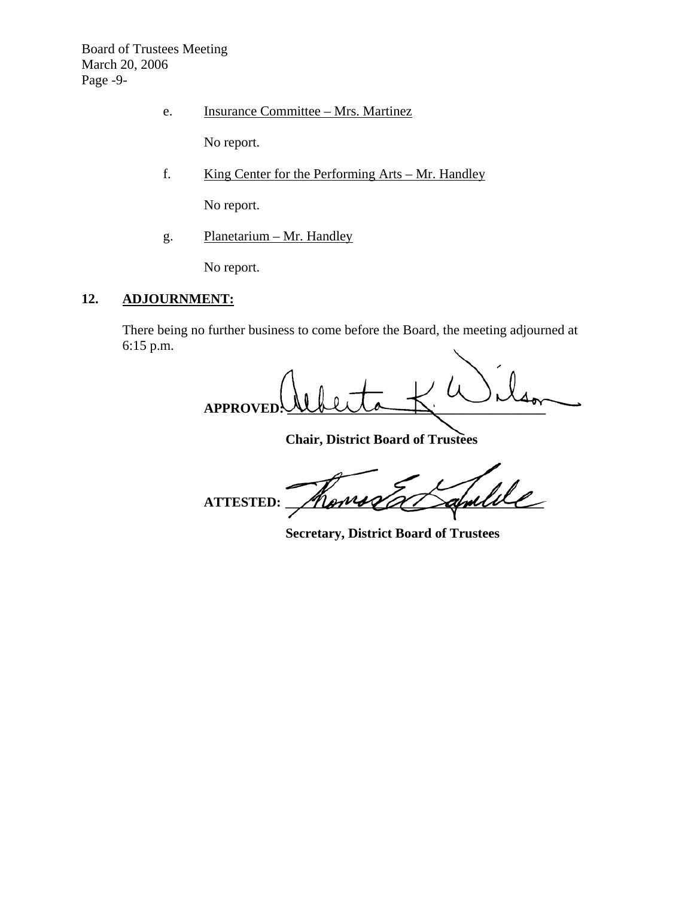e. Insurance Committee – Mrs. Martinez

No report.

f. King Center for the Performing Arts – Mr. Handley

No report.

g. Planetarium – Mr. Handley

No report.

## 12. ADJOURNMENT:

There being no further business to come before the Board, the meeting adjourned at 6:15 p.m.

**APPROVED:** ______________________________

**Chair, District Board of Trustees**

**ATTESTED:** ______________________________

**Secretary, District Board of Trustees**